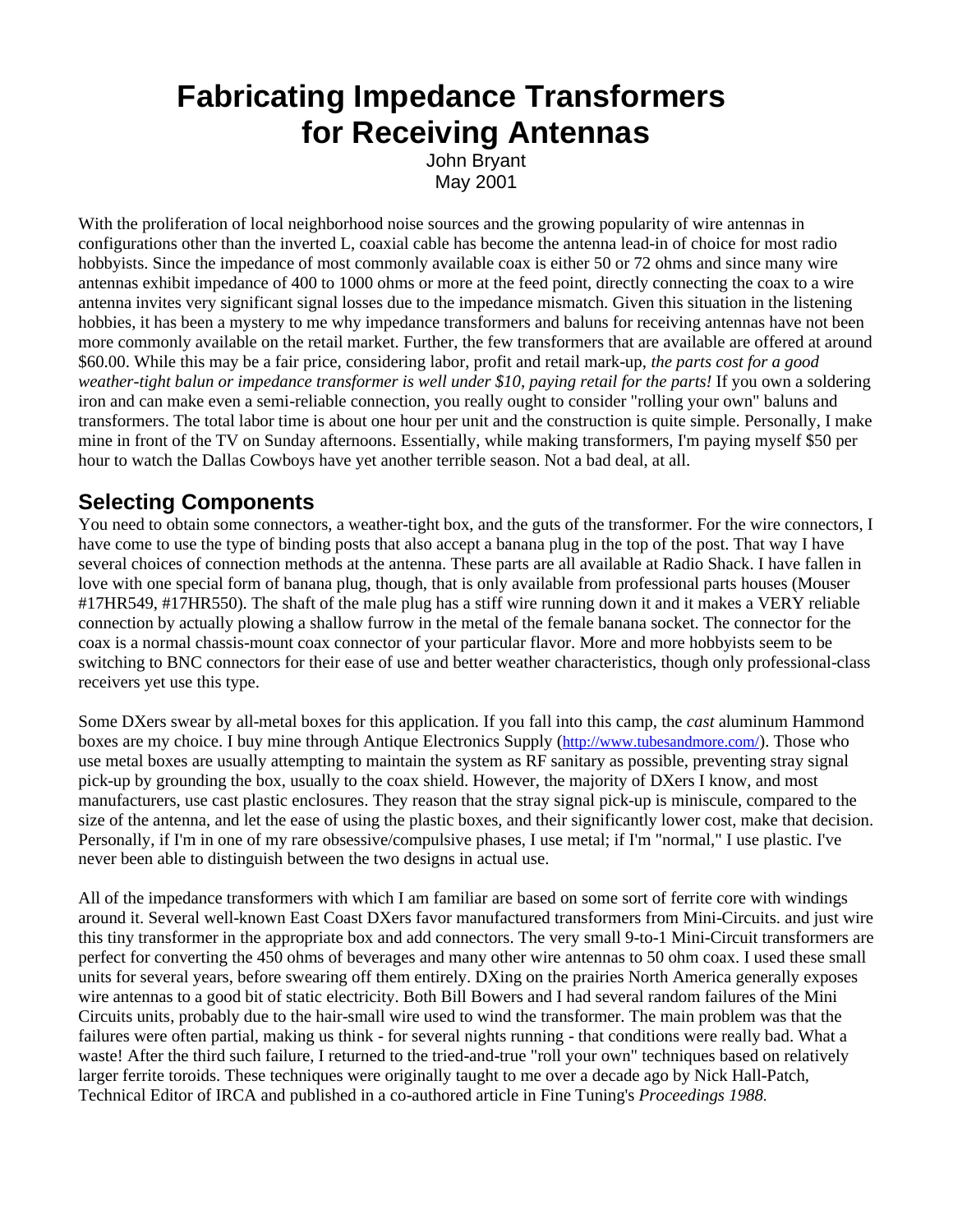# Fabricating Impedance Transformers for Receiving Antennas

John Bryant
May 2001

With the proliferation of local neighborhood noise sources and the growing popularity of wire antennas in configurations other than the inverted L, coaxial cable has become the antenna lead-in of choice for most radio hobbyists. Since the impedance of most commonly available coax is either 50 or 72 ohms and since many wire antennas exhibit impedance of 400 to 1000 ohms or more at the feed point, directly connecting the coax to a wire antenna invites very significant signal losses due to the impedance mismatch. Given this situation in the listening hobbies, it has been a mystery to me why impedance transformers and baluns for receiving antennas have not been more commonly available on the retail market. Further, the few transformers that are available are offered at around $60.00. While this may be a fair price, considering labor, profit and retail mark-up, *the parts cost for a good weather-tight balun or impedance transformer is well under $10, paying retail for the parts!* If you own a soldering iron and can make even a semi-reliable connection, you really ought to consider "rolling your own" baluns and transformers. The total labor time is about one hour per unit and the construction is quite simple. Personally, I make mine in front of the TV on Sunday afternoons. Essentially, while making transformers, I'm paying myself $50 per hour to watch the Dallas Cowboys have yet another terrible season. Not a bad deal, at all.

## Selecting Components

You need to obtain some connectors, a weather-tight box, and the guts of the transformer. For the wire connectors, I have come to use the type of binding posts that also accept a banana plug in the top of the post. That way I have several choices of connection methods at the antenna. These parts are all available at Radio Shack. I have fallen in love with one special form of banana plug, though, that is only available from professional parts houses (Mouser #17HR549, #17HR550). The shaft of the male plug has a stiff wire running down it and it makes a VERY reliable connection by actually plowing a shallow furrow in the metal of the female banana socket. The connector for the coax is a normal chassis-mount coax connector of your particular flavor. More and more hobbyists seem to be switching to BNC connectors for their ease of use and better weather characteristics, though only professional-class receivers yet use this type.

Some DXers swear by all-metal boxes for this application. If you fall into this camp, the *cast* aluminum Hammond boxes are my choice. I buy mine through Antique Electronics Supply (http://www.tubesandmore.com/). Those who use metal boxes are usually attempting to maintain the system as RF sanitary as possible, preventing stray signal pick-up by grounding the box, usually to the coax shield. However, the majority of DXers I know, and most manufacturers, use cast plastic enclosures. They reason that the stray signal pick-up is miniscule, compared to the size of the antenna, and let the ease of using the plastic boxes, and their significantly lower cost, make that decision. Personally, if I'm in one of my rare obsessive/compulsive phases, I use metal; if I'm "normal," I use plastic. I've never been able to distinguish between the two designs in actual use.

All of the impedance transformers with which I am familiar are based on some sort of ferrite core with windings around it. Several well-known East Coast DXers favor manufactured transformers from Mini-Circuits. and just wire this tiny transformer in the appropriate box and add connectors. The very small 9-to-1 Mini-Circuit transformers are perfect for converting the 450 ohms of beverages and many other wire antennas to 50 ohm coax. I used these small units for several years, before swearing off them entirely. DXing on the prairies North America generally exposes wire antennas to a good bit of static electricity. Both Bill Bowers and I had several random failures of the Mini Circuits units, probably due to the hair-small wire used to wind the transformer. The main problem was that the failures were often partial, making us think - for several nights running - that conditions were really bad. What a waste! After the third such failure, I returned to the tried-and-true "roll your own" techniques based on relatively larger ferrite toroids. These techniques were originally taught to me over a decade ago by Nick Hall-Patch, Technical Editor of IRCA and published in a co-authored article in Fine Tuning's *Proceedings 1988.*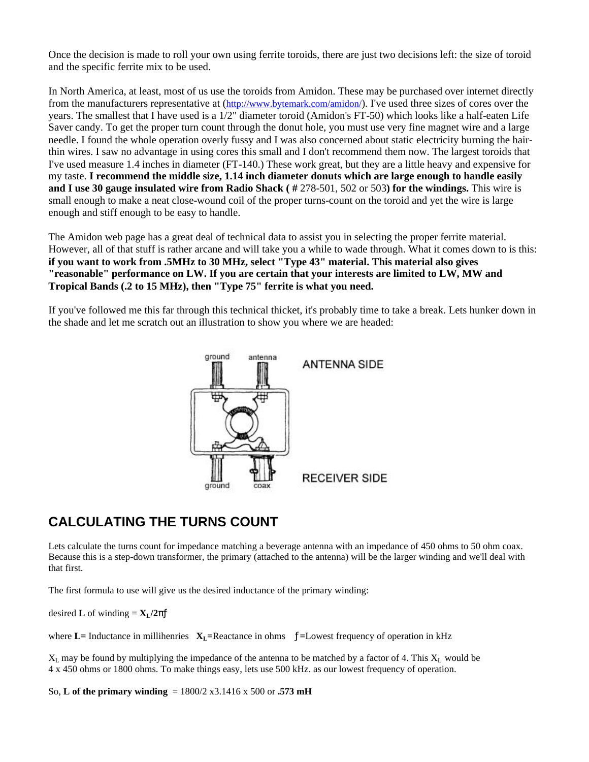Once the decision is made to roll your own using ferrite toroids, there are just two decisions left: the size of toroid and the specific ferrite mix to be used.

In North America, at least, most of us use the toroids from Amidon. These may be purchased over internet directly from the manufacturers representative at (http://www.bytemark.com/amidon/). I've used three sizes of cores over the years. The smallest that I have used is a 1/2" diameter toroid (Amidon's FT-50) which looks like a half-eaten Life Saver candy. To get the proper turn count through the donut hole, you must use very fine magnet wire and a large needle. I found the whole operation overly fussy and I was also concerned about static electricity burning the hair-thin wires. I saw no advantage in using cores this small and I don't recommend them now. The largest toroids that I've used measure 1.4 inches in diameter (FT-140.) These work great, but they are a little heavy and expensive for my taste. **I recommend the middle size, 1.14 inch diameter donuts which are large enough to handle easily and I use 30 gauge insulated wire from Radio Shack ( #** 278-501, 502 or 503**) for the windings.** This wire is small enough to make a neat close-wound coil of the proper turns-count on the toroid and yet the wire is large enough and stiff enough to be easy to handle.

The Amidon web page has a great deal of technical data to assist you in selecting the proper ferrite material. However, all of that stuff is rather arcane and will take you a while to wade through. What it comes down to is this: **if you want to work from .5MHz to 30 MHz, select "Type 43" material. This material also gives "reasonable" performance on LW. If you are certain that your interests are limited to LW, MW and Tropical Bands (.2 to 15 MHz), then "Type 75" ferrite is what you need.**

If you've followed me this far through this technical thicket, it's probably time to take a break. Lets hunker down in the shade and let me scratch out an illustration to show you where we are headed:

ground antenna ANTENNA SIDE

ground coax RECEIVER SIDE

## CALCULATING THE TURNS COUNT

Lets calculate the turns count for impedance matching a beverage antenna with an impedance of 450 ohms to 50 ohm coax. Because this is a step-down transformer, the primary (attached to the antenna) will be the larger winding and we'll deal with that first.

The first formula to use will give us the desired inductance of the primary winding:

desired **L** of winding = $\mathbf{X_L / 2\pi f}$

where **L=** Inductance in millihenries $\mathbf{X_L}$**=**Reactance in ohms $f$**=**Lowest frequency of operation in kHz

$X_L$ may be found by multiplying the impedance of the antenna to be matched by a factor of 4. This $X_L$ would be 4 x 450 ohms or 1800 ohms. To make things easy, lets use 500 kHz. as our lowest frequency of operation.

So, **L of the primary winding** = 1800/2 x3.1416 x 500 or **.573 mH**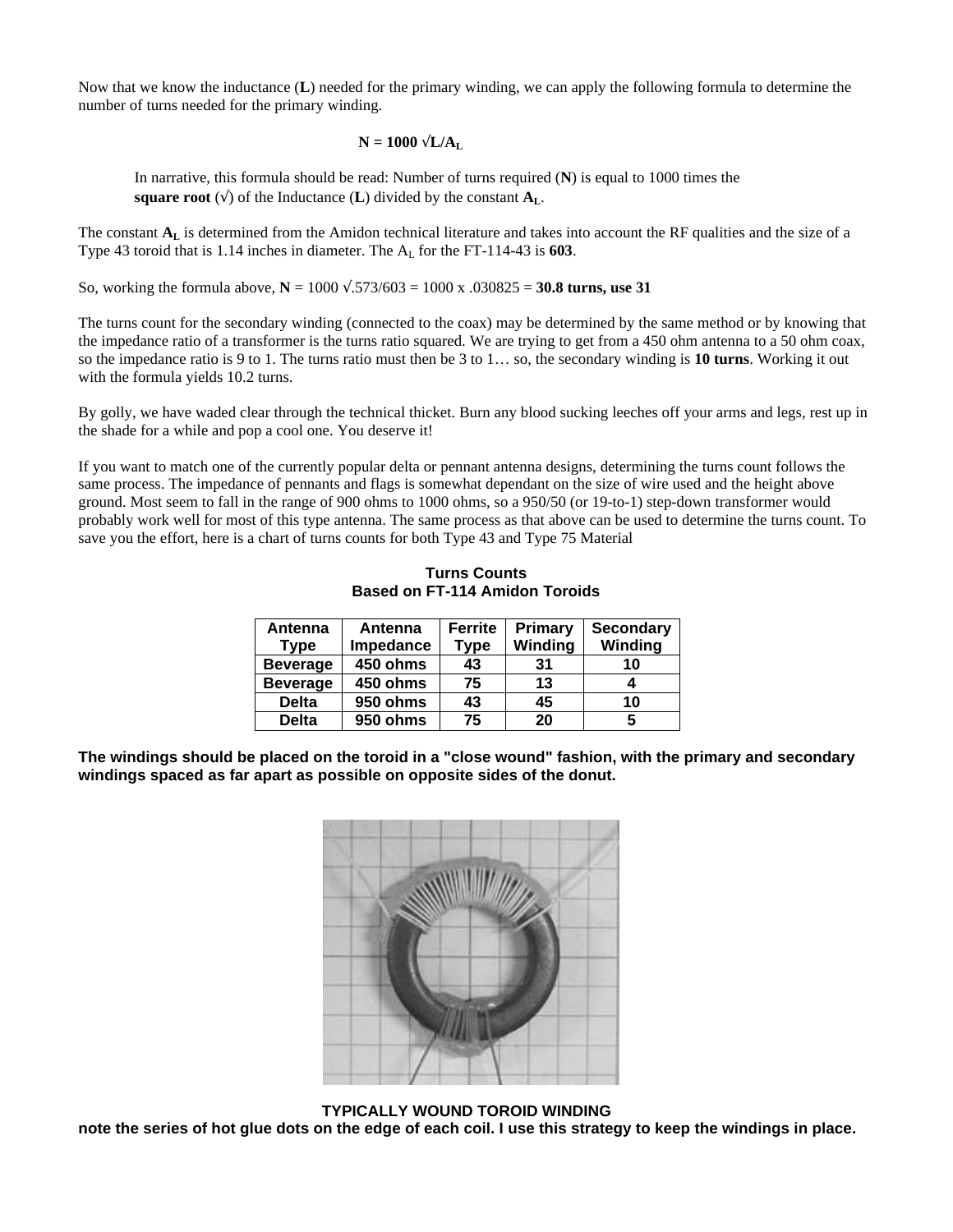Now that we know the inductance (**L**) needed for the primary winding, we can apply the following formula to determine the number of turns needed for the primary winding.

$$N = 1000 \sqrt{L/A_L}$$

In narrative, this formula should be read: Number of turns required (**N**) is equal to 1000 times the **square root** (√) of the Inductance (**L**) divided by the constant $A_L$.

The constant $A_L$ is determined from the Amidon technical literature and takes into account the RF qualities and the size of a Type 43 toroid that is 1.14 inches in diameter. The $A_L$ for the FT-114-43 is **603**.

So, working the formula above, $N = 1000 \sqrt{.573/603} = 1000 \times .030825 =$ **30.8 turns, use 31**

The turns count for the secondary winding (connected to the coax) may be determined by the same method or by knowing that the impedance ratio of a transformer is the turns ratio squared. We are trying to get from a 450 ohm antenna to a 50 ohm coax, so the impedance ratio is 9 to 1. The turns ratio must then be 3 to 1… so, the secondary winding is **10 turns**. Working it out with the formula yields 10.2 turns.

By golly, we have waded clear through the technical thicket. Burn any blood sucking leeches off your arms and legs, rest up in the shade for a while and pop a cool one. You deserve it!

If you want to match one of the currently popular delta or pennant antenna designs, determining the turns count follows the same process. The impedance of pennants and flags is somewhat dependant on the size of wire used and the height above ground. Most seem to fall in the range of 900 ohms to 1000 ohms, so a 950/50 (or 19-to-1) step-down transformer would probably work well for most of this type antenna. The same process as that above can be used to determine the turns count. To save you the effort, here is a chart of turns counts for both Type 43 and Type 75 Material

**Turns Counts**
**Based on FT-114 Amidon Toroids**

| Antenna Type | Antenna Impedance | Ferrite Type | Primary Winding | Secondary Winding |
|---|---|---|---|---|
| Beverage | 450 ohms | 43 | 31 | 10 |
| Beverage | 450 ohms | 75 | 13 | 4 |
| Delta | 950 ohms | 43 | 45 | 10 |
| Delta | 950 ohms | 75 | 20 | 5 |

**The windings should be placed on the toroid in a "close wound" fashion, with the primary and secondary windings spaced as far apart as possible on opposite sides of the donut.**

**TYPICALLY WOUND TOROID WINDING**
**note the series of hot glue dots on the edge of each coil. I use this strategy to keep the windings in place.**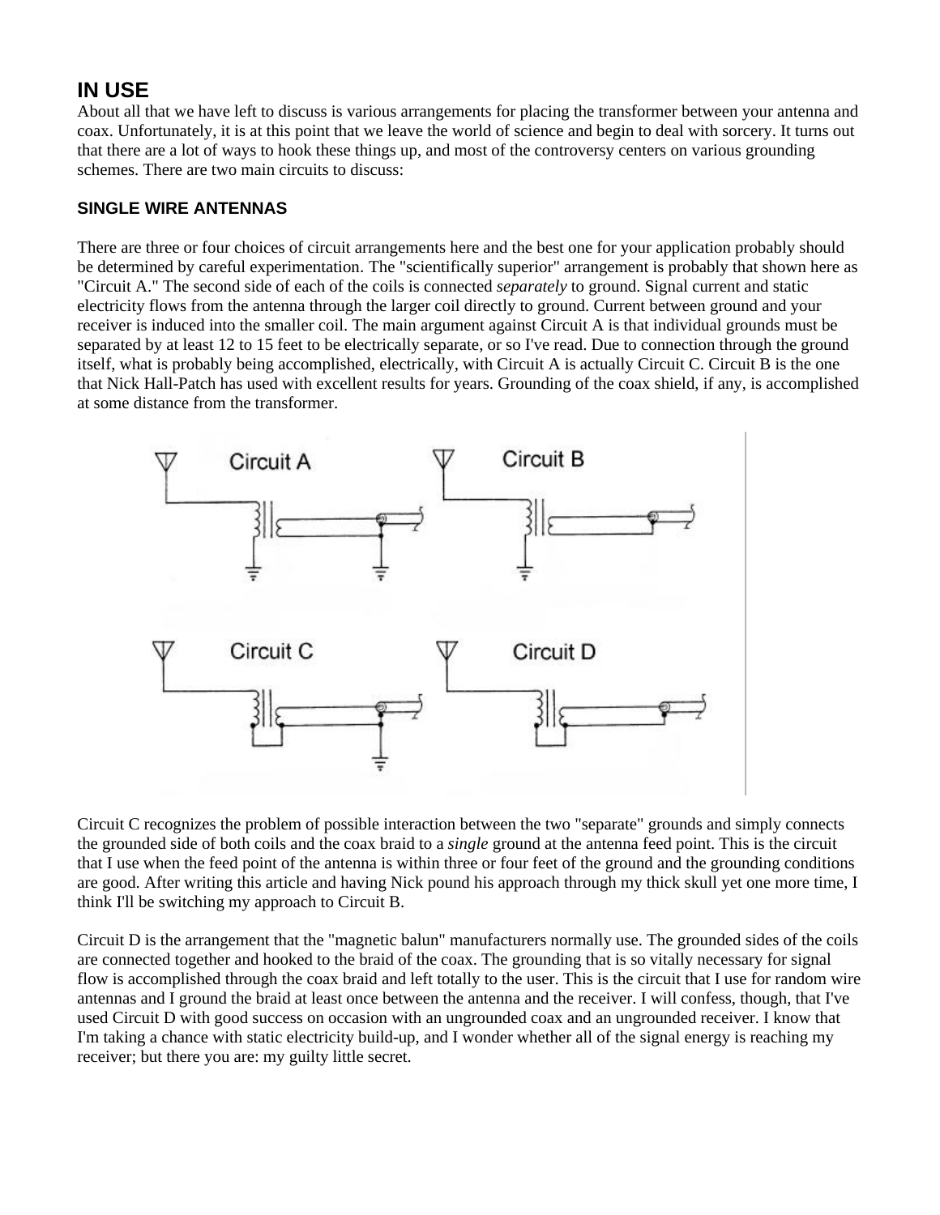## IN USE

About all that we have left to discuss is various arrangements for placing the transformer between your antenna and coax. Unfortunately, it is at this point that we leave the world of science and begin to deal with sorcery. It turns out that there are a lot of ways to hook these things up, and most of the controversy centers on various grounding schemes. There are two main circuits to discuss:

### SINGLE WIRE ANTENNAS

There are three or four choices of circuit arrangements here and the best one for your application probably should be determined by careful experimentation. The "scientifically superior" arrangement is probably that shown here as "Circuit A." The second side of each of the coils is connected *separately* to ground. Signal current and static electricity flows from the antenna through the larger coil directly to ground. Current between ground and your receiver is induced into the smaller coil. The main argument against Circuit A is that individual grounds must be separated by at least 12 to 15 feet to be electrically separate, or so I've read. Due to connection through the ground itself, what is probably being accomplished, electrically, with Circuit A is actually Circuit C. Circuit B is the one that Nick Hall-Patch has used with excellent results for years. Grounding of the coax shield, if any, is accomplished at some distance from the transformer.

Circuit A

Circuit B

Circuit C

Circuit D

Circuit C recognizes the problem of possible interaction between the two "separate" grounds and simply connects the grounded side of both coils and the coax braid to a *single* ground at the antenna feed point. This is the circuit that I use when the feed point of the antenna is within three or four feet of the ground and the grounding conditions are good. After writing this article and having Nick pound his approach through my thick skull yet one more time, I think I'll be switching my approach to Circuit B.

Circuit D is the arrangement that the "magnetic balun" manufacturers normally use. The grounded sides of the coils are connected together and hooked to the braid of the coax. The grounding that is so vitally necessary for signal flow is accomplished through the coax braid and left totally to the user. This is the circuit that I use for random wire antennas and I ground the braid at least once between the antenna and the receiver. I will confess, though, that I've used Circuit D with good success on occasion with an ungrounded coax and an ungrounded receiver. I know that I'm taking a chance with static electricity build-up, and I wonder whether all of the signal energy is reaching my receiver; but there you are: my guilty little secret.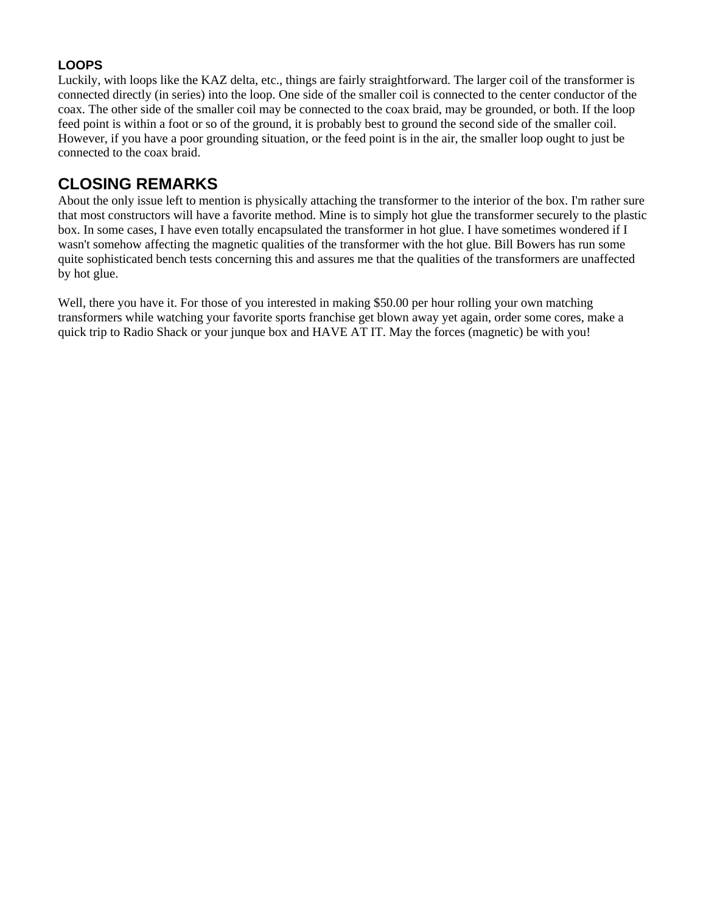### LOOPS

Luckily, with loops like the KAZ delta, etc., things are fairly straightforward. The larger coil of the transformer is connected directly (in series) into the loop. One side of the smaller coil is connected to the center conductor of the coax. The other side of the smaller coil may be connected to the coax braid, may be grounded, or both. If the loop feed point is within a foot or so of the ground, it is probably best to ground the second side of the smaller coil. However, if you have a poor grounding situation, or the feed point is in the air, the smaller loop ought to just be connected to the coax braid.

## CLOSING REMARKS

About the only issue left to mention is physically attaching the transformer to the interior of the box. I'm rather sure that most constructors will have a favorite method. Mine is to simply hot glue the transformer securely to the plastic box. In some cases, I have even totally encapsulated the transformer in hot glue. I have sometimes wondered if I wasn't somehow affecting the magnetic qualities of the transformer with the hot glue. Bill Bowers has run some quite sophisticated bench tests concerning this and assures me that the qualities of the transformers are unaffected by hot glue.

Well, there you have it. For those of you interested in making $50.00 per hour rolling your own matching transformers while watching your favorite sports franchise get blown away yet again, order some cores, make a quick trip to Radio Shack or your junque box and HAVE AT IT. May the forces (magnetic) be with you!